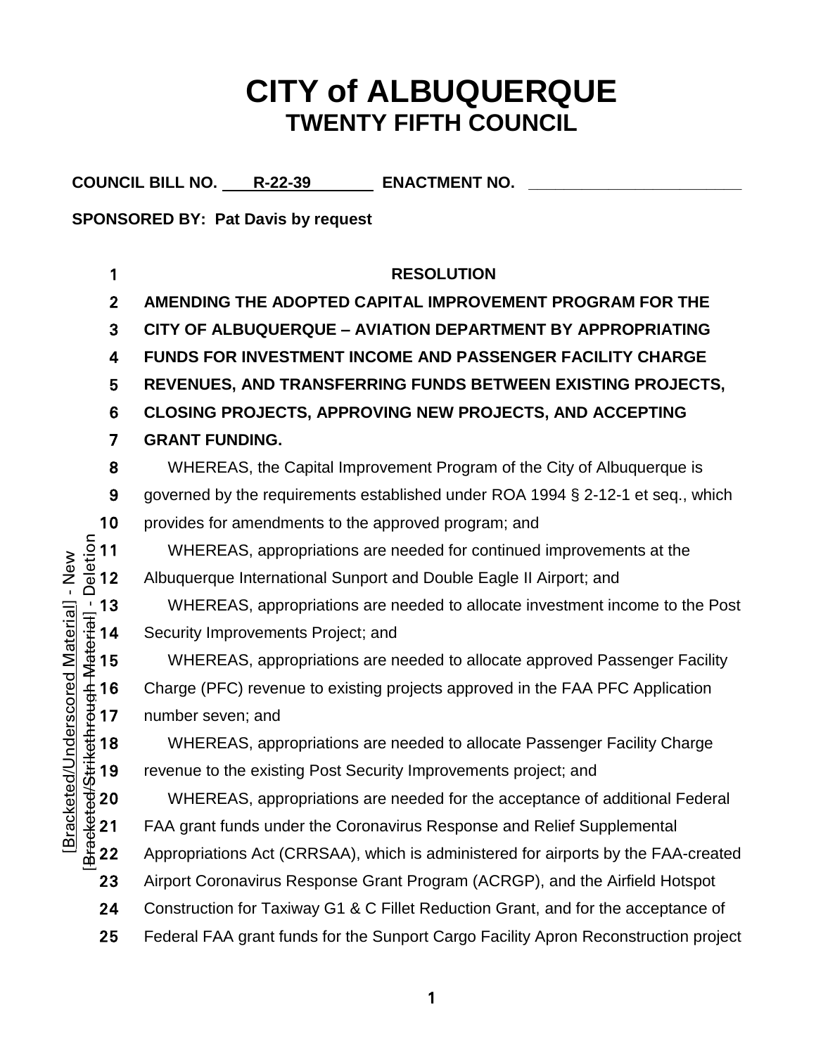# CITY of ALBUQUERQUE
## TWENTY FIFTH COUNCIL

**COUNCIL BILL NO.** R-22-39 **ENACTMENT NO.** ____________________

**SPONSORED BY: Pat Davis by request**

**RESOLUTION**

**AMENDING THE ADOPTED CAPITAL IMPROVEMENT PROGRAM FOR THE CITY OF ALBUQUERQUE – AVIATION DEPARTMENT BY APPROPRIATING FUNDS FOR INVESTMENT INCOME AND PASSENGER FACILITY CHARGE REVENUES, AND TRANSFERRING FUNDS BETWEEN EXISTING PROJECTS, CLOSING PROJECTS, APPROVING NEW PROJECTS, AND ACCEPTING GRANT FUNDING.**

WHEREAS, the Capital Improvement Program of the City of Albuquerque is governed by the requirements established under ROA 1994 § 2-12-1 et seq., which provides for amendments to the approved program; and

WHEREAS, appropriations are needed for continued improvements at the Albuquerque International Sunport and Double Eagle II Airport; and

WHEREAS, appropriations are needed to allocate investment income to the Post Security Improvements Project; and

WHEREAS, appropriations are needed to allocate approved Passenger Facility Charge (PFC) revenue to existing projects approved in the FAA PFC Application number seven; and

WHEREAS, appropriations are needed to allocate Passenger Facility Charge revenue to the existing Post Security Improvements project; and

WHEREAS, appropriations are needed for the acceptance of additional Federal FAA grant funds under the Coronavirus Response and Relief Supplemental Appropriations Act (CRRSAA), which is administered for airports by the FAA-created Airport Coronavirus Response Grant Program (ACRGP), and the Airfield Hotspot Construction for Taxiway G1 & C Fillet Reduction Grant, and for the acceptance of Federal FAA grant funds for the Sunport Cargo Facility Apron Reconstruction project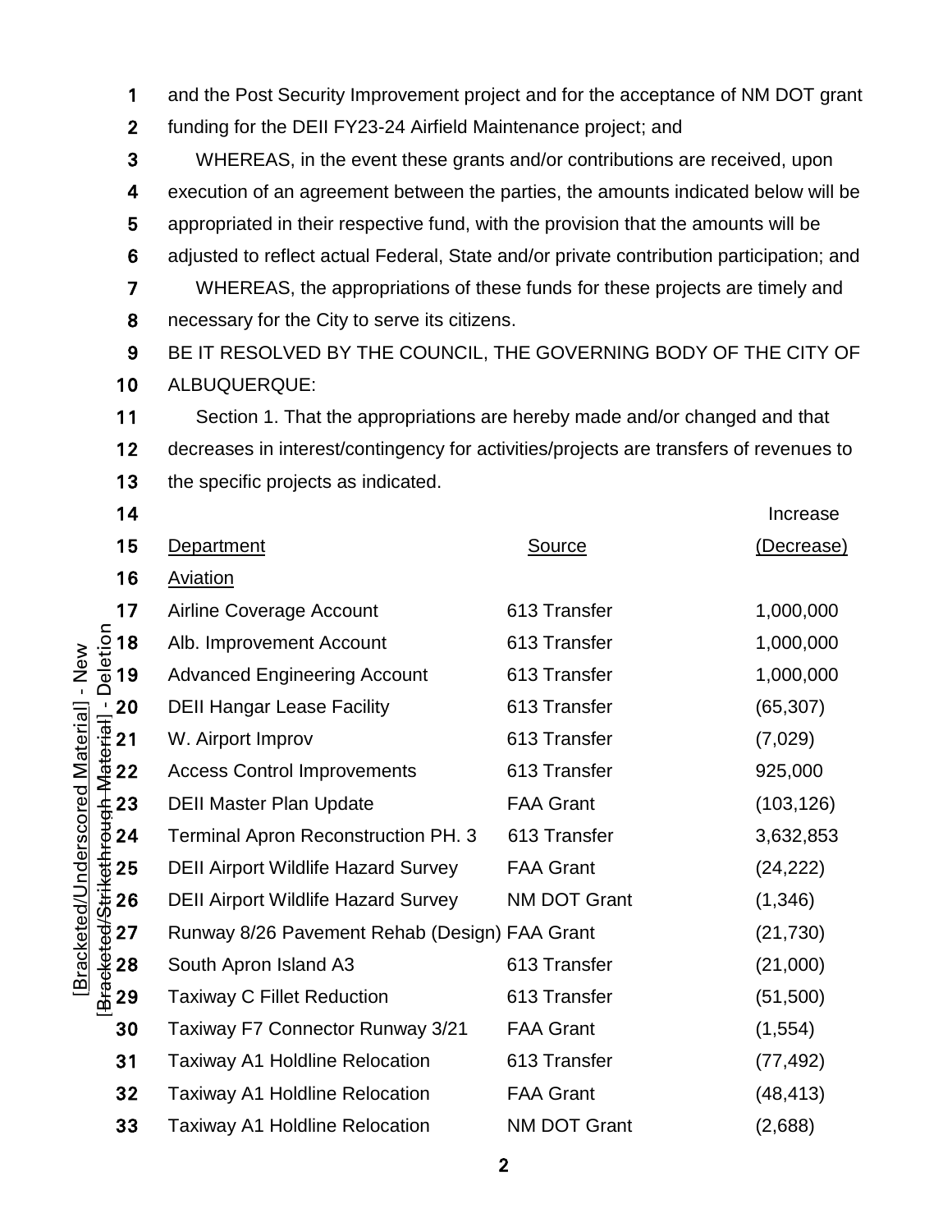and the Post Security Improvement project and for the acceptance of NM DOT grant funding for the DEII FY23-24 Airfield Maintenance project; and

WHEREAS, in the event these grants and/or contributions are received, upon execution of an agreement between the parties, the amounts indicated below will be appropriated in their respective fund, with the provision that the amounts will be adjusted to reflect actual Federal, State and/or private contribution participation; and

WHEREAS, the appropriations of these funds for these projects are timely and necessary for the City to serve its citizens.

BE IT RESOLVED BY THE COUNCIL, THE GOVERNING BODY OF THE CITY OF ALBUQUERQUE:

Section 1. That the appropriations are hereby made and/or changed and that decreases in interest/contingency for activities/projects are transfers of revenues to the specific projects as indicated.

| Department | Source | Increase (Decrease) |
|---|---|---|
| Aviation | | |
| Airline Coverage Account | 613 Transfer | 1,000,000 |
| Alb. Improvement Account | 613 Transfer | 1,000,000 |
| Advanced Engineering Account | 613 Transfer | 1,000,000 |
| DEII Hangar Lease Facility | 613 Transfer | (65,307) |
| W. Airport Improv | 613 Transfer | (7,029) |
| Access Control Improvements | 613 Transfer | 925,000 |
| DEII Master Plan Update | FAA Grant | (103,126) |
| Terminal Apron Reconstruction PH. 3 | 613 Transfer | 3,632,853 |
| DEII Airport Wildlife Hazard Survey | FAA Grant | (24,222) |
| DEII Airport Wildlife Hazard Survey | NM DOT Grant | (1,346) |
| Runway 8/26 Pavement Rehab (Design) | FAA Grant | (21,730) |
| South Apron Island A3 | 613 Transfer | (21,000) |
| Taxiway C Fillet Reduction | 613 Transfer | (51,500) |
| Taxiway F7 Connector Runway 3/21 | FAA Grant | (1,554) |
| Taxiway A1 Holdline Relocation | 613 Transfer | (77,492) |
| Taxiway A1 Holdline Relocation | FAA Grant | (48,413) |
| Taxiway A1 Holdline Relocation | NM DOT Grant | (2,688) |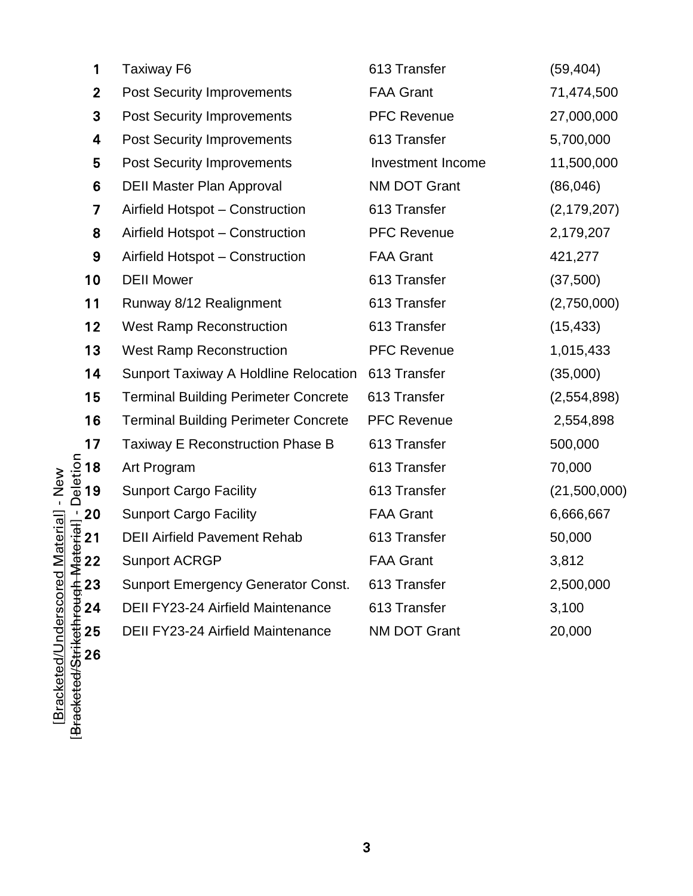| | | |
|---|---|---|
| Taxiway F6 | 613 Transfer | (59,404) |
| Post Security Improvements | FAA Grant | 71,474,500 |
| Post Security Improvements | PFC Revenue | 27,000,000 |
| Post Security Improvements | 613 Transfer | 5,700,000 |
| Post Security Improvements | Investment Income | 11,500,000 |
| DEII Master Plan Approval | NM DOT Grant | (86,046) |
| Airfield Hotspot – Construction | 613 Transfer | (2,179,207) |
| Airfield Hotspot – Construction | PFC Revenue | 2,179,207 |
| Airfield Hotspot – Construction | FAA Grant | 421,277 |
| DEII Mower | 613 Transfer | (37,500) |
| Runway 8/12 Realignment | 613 Transfer | (2,750,000) |
| West Ramp Reconstruction | 613 Transfer | (15,433) |
| West Ramp Reconstruction | PFC Revenue | 1,015,433 |
| Sunport Taxiway A Holdline Relocation | 613 Transfer | (35,000) |
| Terminal Building Perimeter Concrete | 613 Transfer | (2,554,898) |
| Terminal Building Perimeter Concrete | PFC Revenue | 2,554,898 |
| Taxiway E Reconstruction Phase B | 613 Transfer | 500,000 |
| Art Program | 613 Transfer | 70,000 |
| Sunport Cargo Facility | 613 Transfer | (21,500,000) |
| Sunport Cargo Facility | FAA Grant | 6,666,667 |
| DEII Airfield Pavement Rehab | 613 Transfer | 50,000 |
| Sunport ACRGP | FAA Grant | 3,812 |
| Sunport Emergency Generator Const. | 613 Transfer | 2,500,000 |
| DEII FY23-24 Airfield Maintenance | 613 Transfer | 3,100 |
| DEII FY23-24 Airfield Maintenance | NM DOT Grant | 20,000 |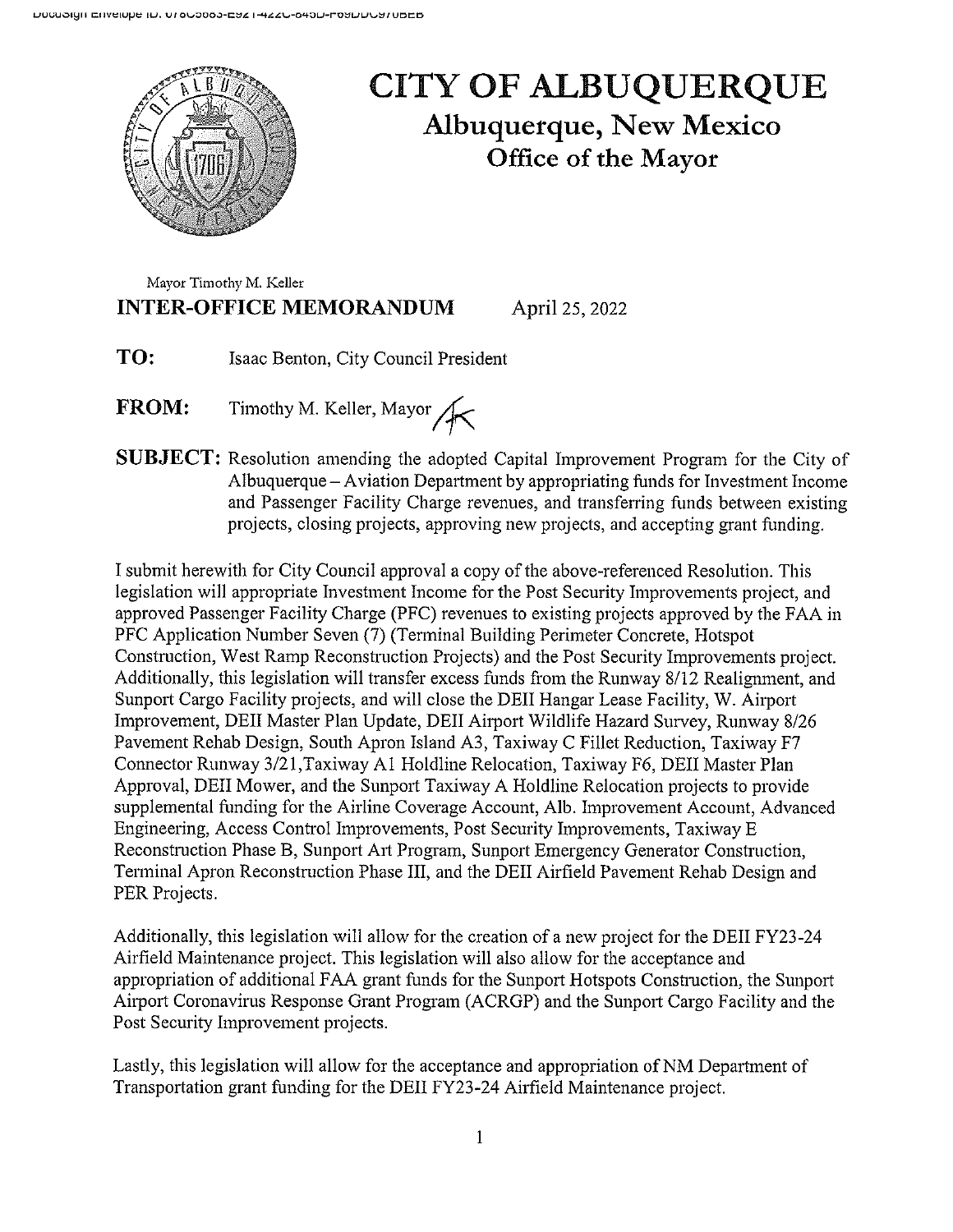# CITY OF ALBUQUERQUE

## Albuquerque, New Mexico

## Office of the Mayor

Mayor Timothy M. Keller

**INTER-OFFICE MEMORANDUM** April 25, 2022

**TO:** Isaac Benton, City Council President

**FROM:** Timothy M. Keller, Mayor

**SUBJECT:** Resolution amending the adopted Capital Improvement Program for the City of Albuquerque – Aviation Department by appropriating funds for Investment Income and Passenger Facility Charge revenues, and transferring funds between existing projects, closing projects, approving new projects, and accepting grant funding.

I submit herewith for City Council approval a copy of the above-referenced Resolution. This legislation will appropriate Investment Income for the Post Security Improvements project, and approved Passenger Facility Charge (PFC) revenues to existing projects approved by the FAA in PFC Application Number Seven (7) (Terminal Building Perimeter Concrete, Hotspot Construction, West Ramp Reconstruction Projects) and the Post Security Improvements project. Additionally, this legislation will transfer excess funds from the Runway 8/12 Realignment, and Sunport Cargo Facility projects, and will close the DEII Hangar Lease Facility, W. Airport Improvement, DEII Master Plan Update, DEII Airport Wildlife Hazard Survey, Runway 8/26 Pavement Rehab Design, South Apron Island A3, Taxiway C Fillet Reduction, Taxiway F7 Connector Runway 3/21, Taxiway A1 Holdline Relocation, Taxiway F6, DEII Master Plan Approval, DEII Mower, and the Sunport Taxiway A Holdline Relocation projects to provide supplemental funding for the Airline Coverage Account, Alb. Improvement Account, Advanced Engineering, Access Control Improvements, Post Security Improvements, Taxiway E Reconstruction Phase B, Sunport Art Program, Sunport Emergency Generator Construction, Terminal Apron Reconstruction Phase III, and the DEII Airfield Pavement Rehab Design and PER Projects.

Additionally, this legislation will allow for the creation of a new project for the DEII FY23-24 Airfield Maintenance project. This legislation will also allow for the acceptance and appropriation of additional FAA grant funds for the Sunport Hotspots Construction, the Sunport Airport Coronavirus Response Grant Program (ACRGP) and the Sunport Cargo Facility and the Post Security Improvement projects.

Lastly, this legislation will allow for the acceptance and appropriation of NM Department of Transportation grant funding for the DEII FY23-24 Airfield Maintenance project.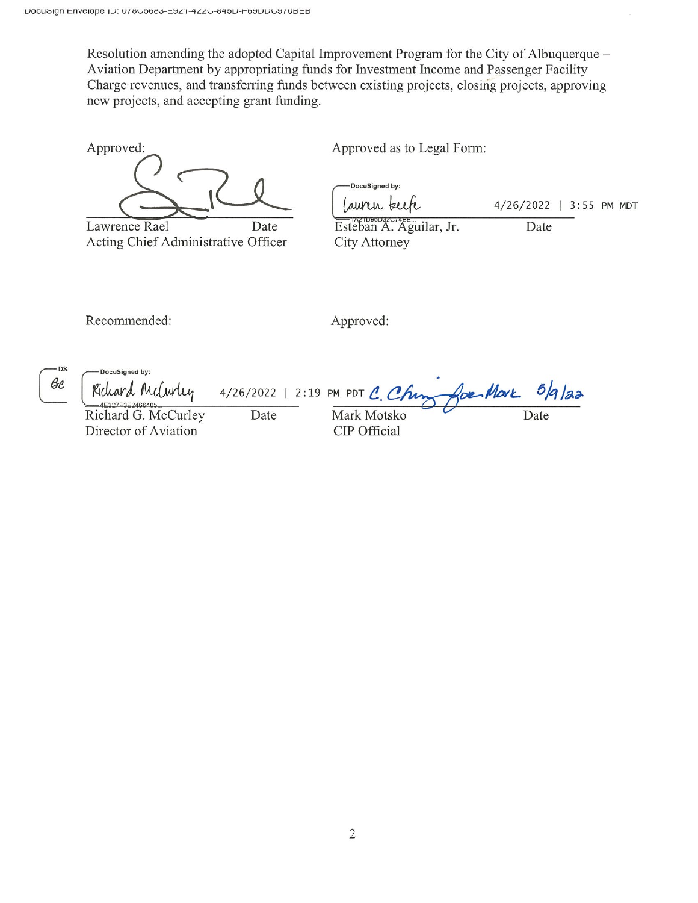Resolution amending the adopted Capital Improvement Program for the City of Albuquerque – Aviation Department by appropriating funds for Investment Income and Passenger Facility Charge revenues, and transferring funds between existing projects, closing projects, approving new projects, and accepting grant funding.

Approved:

Lawrence Rael — Date
Acting Chief Administrative Officer

Approved as to Legal Form:

DocuSigned by: Lauren Keefe — 4/26/2022 | 3:55 PM MDT

Esteban A. Aguilar, Jr. — Date
City Attorney

Recommended:

DocuSigned by: Richard McCurley — 4/26/2022 | 2:19 PM PDT

Richard G. McCurley — Date
Director of Aviation

Approved:

C. Chung for Mark — 5/9/22

Mark Motsko — Date
CIP Official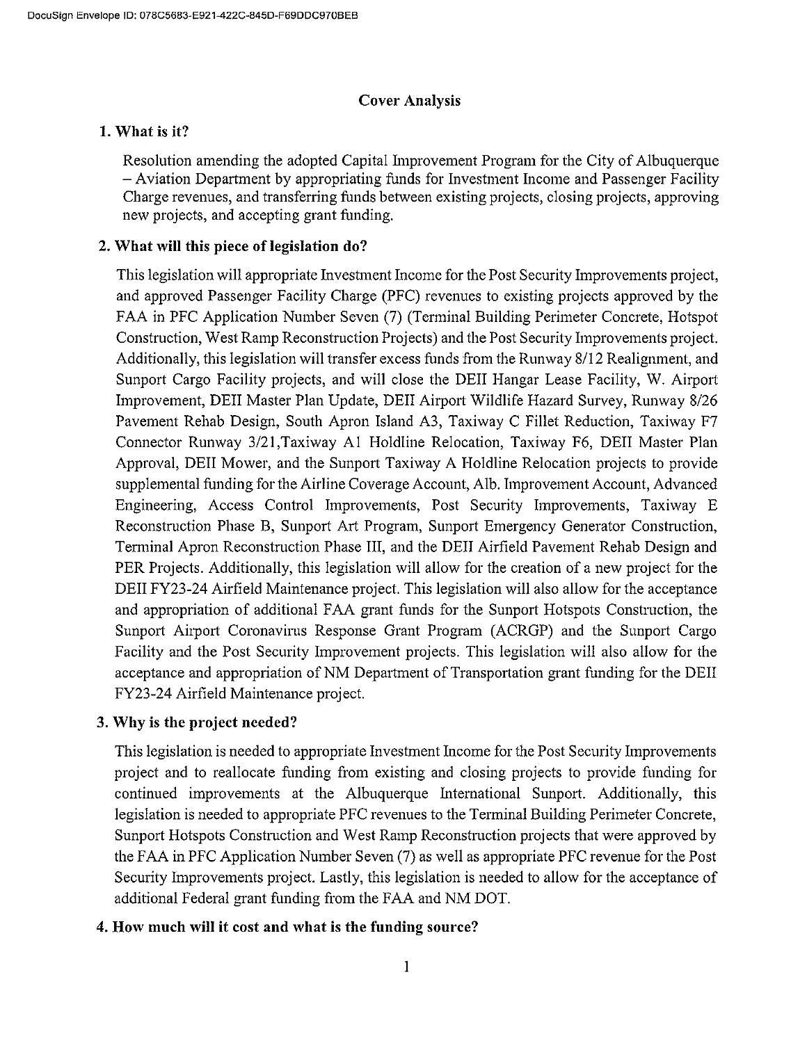## Cover Analysis

### 1. What is it?

Resolution amending the adopted Capital Improvement Program for the City of Albuquerque – Aviation Department by appropriating funds for Investment Income and Passenger Facility Charge revenues, and transferring funds between existing projects, closing projects, approving new projects, and accepting grant funding.

### 2. What will this piece of legislation do?

This legislation will appropriate Investment Income for the Post Security Improvements project, and approved Passenger Facility Charge (PFC) revenues to existing projects approved by the FAA in PFC Application Number Seven (7) (Terminal Building Perimeter Concrete, Hotspot Construction, West Ramp Reconstruction Projects) and the Post Security Improvements project. Additionally, this legislation will transfer excess funds from the Runway 8/12 Realignment, and Sunport Cargo Facility projects, and will close the DEII Hangar Lease Facility, W. Airport Improvement, DEII Master Plan Update, DEII Airport Wildlife Hazard Survey, Runway 8/26 Pavement Rehab Design, South Apron Island A3, Taxiway C Fillet Reduction, Taxiway F7 Connector Runway 3/21, Taxiway A1 Holdline Relocation, Taxiway F6, DEII Master Plan Approval, DEII Mower, and the Sunport Taxiway A Holdline Relocation projects to provide supplemental funding for the Airline Coverage Account, Alb. Improvement Account, Advanced Engineering, Access Control Improvements, Post Security Improvements, Taxiway E Reconstruction Phase B, Sunport Art Program, Sunport Emergency Generator Construction, Terminal Apron Reconstruction Phase III, and the DEII Airfield Pavement Rehab Design and PER Projects. Additionally, this legislation will allow for the creation of a new project for the DEII FY23-24 Airfield Maintenance project. This legislation will also allow for the acceptance and appropriation of additional FAA grant funds for the Sunport Hotspots Construction, the Sunport Airport Coronavirus Response Grant Program (ACRGP) and the Sunport Cargo Facility and the Post Security Improvement projects. This legislation will also allow for the acceptance and appropriation of NM Department of Transportation grant funding for the DEII FY23-24 Airfield Maintenance project.

### 3. Why is the project needed?

This legislation is needed to appropriate Investment Income for the Post Security Improvements project and to reallocate funding from existing and closing projects to provide funding for continued improvements at the Albuquerque International Sunport. Additionally, this legislation is needed to appropriate PFC revenues to the Terminal Building Perimeter Concrete, Sunport Hotspots Construction and West Ramp Reconstruction projects that were approved by the FAA in PFC Application Number Seven (7) as well as appropriate PFC revenue for the Post Security Improvements project. Lastly, this legislation is needed to allow for the acceptance of additional Federal grant funding from the FAA and NM DOT.

### 4. How much will it cost and what is the funding source?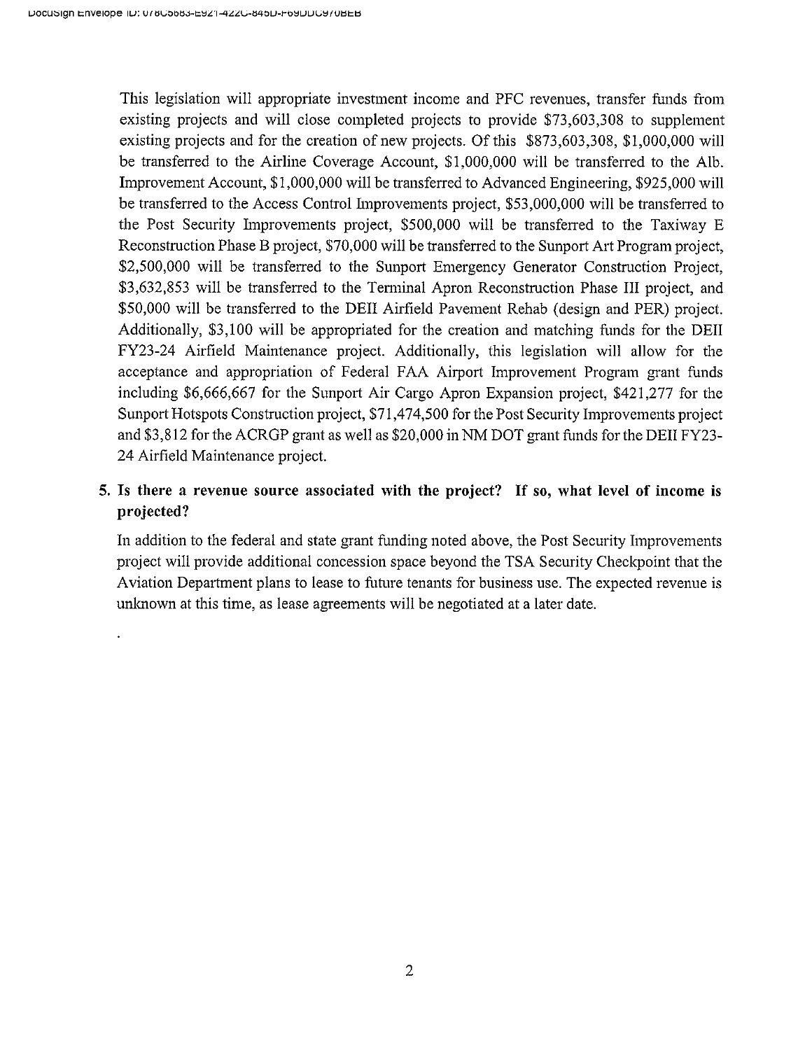This legislation will appropriate investment income and PFC revenues, transfer funds from existing projects and will close completed projects to provide $73,603,308 to supplement existing projects and for the creation of new projects. Of this $873,603,308, $1,000,000 will be transferred to the Airline Coverage Account, $1,000,000 will be transferred to the Alb. Improvement Account, $1,000,000 will be transferred to Advanced Engineering, $925,000 will be transferred to the Access Control Improvements project, $53,000,000 will be transferred to the Post Security Improvements project, $500,000 will be transferred to the Taxiway E Reconstruction Phase B project, $70,000 will be transferred to the Sunport Art Program project, $2,500,000 will be transferred to the Sunport Emergency Generator Construction Project, $3,632,853 will be transferred to the Terminal Apron Reconstruction Phase III project, and $50,000 will be transferred to the DEII Airfield Pavement Rehab (design and PER) project. Additionally, $3,100 will be appropriated for the creation and matching funds for the DEII FY23-24 Airfield Maintenance project. Additionally, this legislation will allow for the acceptance and appropriation of Federal FAA Airport Improvement Program grant funds including $6,666,667 for the Sunport Air Cargo Apron Expansion project, $421,277 for the Sunport Hotspots Construction project, $71,474,500 for the Post Security Improvements project and $3,812 for the ACRGP grant as well as $20,000 in NM DOT grant funds for the DEII FY23-24 Airfield Maintenance project.

**5. Is there a revenue source associated with the project? If so, what level of income is projected?**

In addition to the federal and state grant funding noted above, the Post Security Improvements project will provide additional concession space beyond the TSA Security Checkpoint that the Aviation Department plans to lease to future tenants for business use. The expected revenue is unknown at this time, as lease agreements will be negotiated at a later date.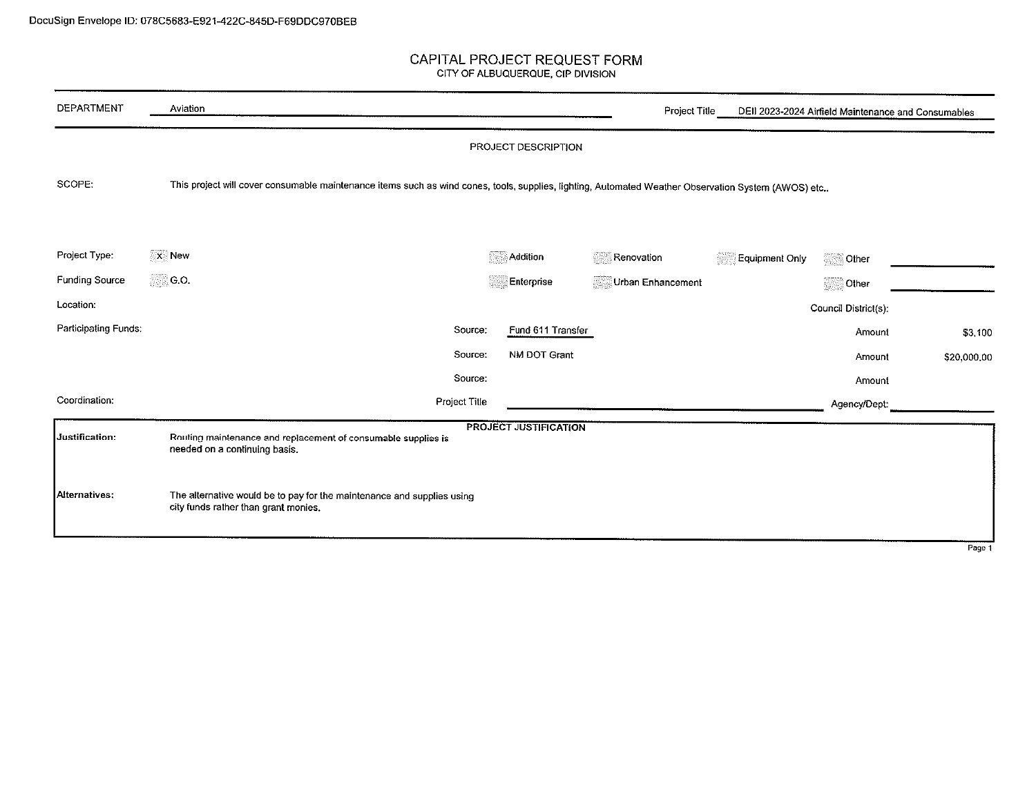DocuSign Envelope ID: 078C5683-E921-422C-845D-F69DDC970BEB

# CAPITAL PROJECT REQUEST FORM

CITY OF ALBUQUERQUE, CIP DIVISION

DEPARTMENT: Aviation

Project Title: DEII 2023-2024 Airfield Maintenance and Consumables

## PROJECT DESCRIPTION

SCOPE: This project will cover consumable maintenance items such as wind cones, tools, supplies, lighting, Automated Weather Observation System (AWOS) etc..

Project Type: [X] New [ ] Addition [ ] Renovation [ ] Equipment Only [ ] Other

Funding Source: [ ] G.O. [ ] Enterprise [ ] Urban Enhancement [ ] Other

Location:

Council District(s):

Participating Funds:

| Source | Amount |
|---|---|
| Fund 611 Transfer | $3,100 |
| NM DOT Grant | $20,000.00 |
| | |

Coordination: Project Title: Agency/Dept:

## PROJECT JUSTIFICATION

**Justification:** Routing maintenance and replacement of consumable supplies is needed on a continuing basis.

**Alternatives:** The alternative would be to pay for the maintenance and supplies using city funds rather than grant monies.